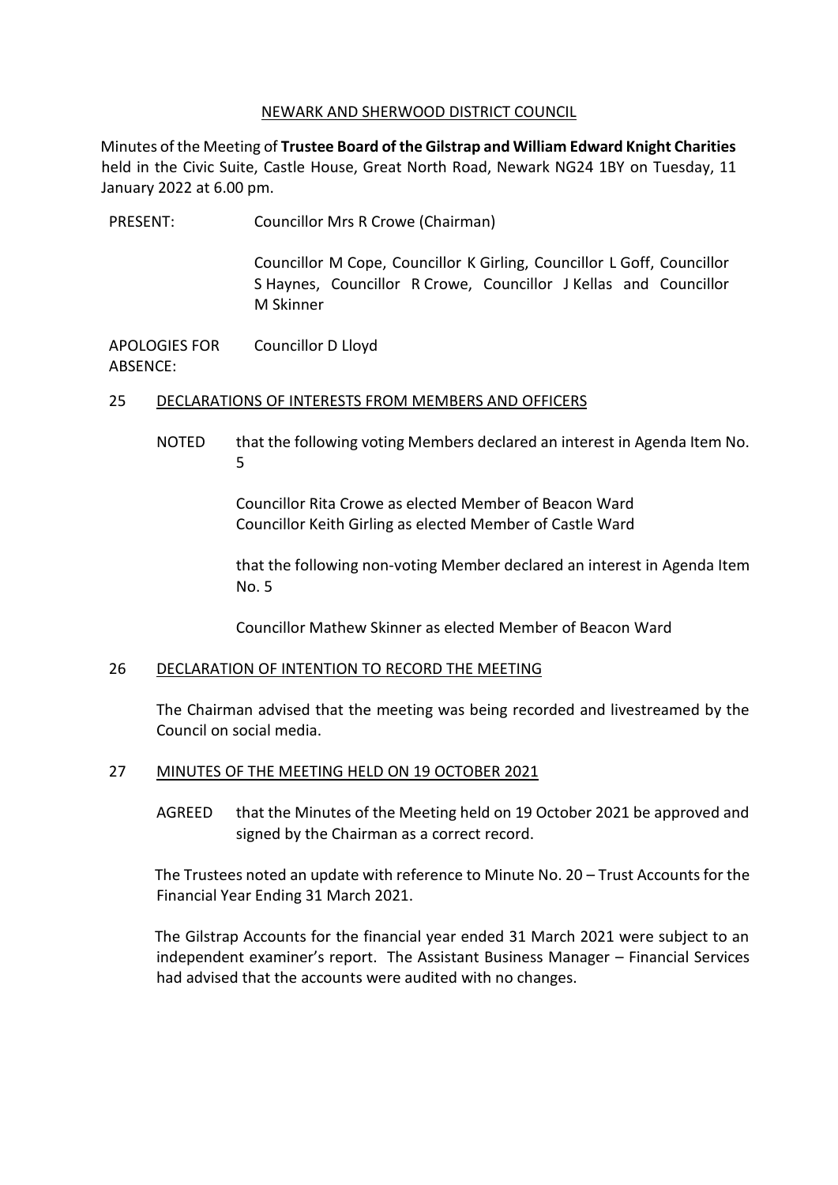NEWARK AND SHERWOOD DISTRICT COUNCIL

Minutes of the Meeting of **Trustee Board of the Gilstrap and William Edward Knight Charities** held in the Civic Suite, Castle House, Great North Road, Newark NG24 1BY on Tuesday, 11 January 2022 at 6.00 pm.

PRESENT: Councillor Mrs R Crowe (Chairman)

Councillor M Cope, Councillor K Girling, Councillor L Goff, Councillor S Haynes, Councillor R Crowe, Councillor J Kellas and Councillor M Skinner

APOLOGIES FOR ABSENCE: Councillor D Lloyd

## 25 DECLARATIONS OF INTERESTS FROM MEMBERS AND OFFICERS

NOTED that the following voting Members declared an interest in Agenda Item No. 5

Councillor Rita Crowe as elected Member of Beacon Ward
Councillor Keith Girling as elected Member of Castle Ward

that the following non-voting Member declared an interest in Agenda Item No. 5

Councillor Mathew Skinner as elected Member of Beacon Ward

## 26 DECLARATION OF INTENTION TO RECORD THE MEETING

The Chairman advised that the meeting was being recorded and livestreamed by the Council on social media.

## 27 MINUTES OF THE MEETING HELD ON 19 OCTOBER 2021

AGREED that the Minutes of the Meeting held on 19 October 2021 be approved and signed by the Chairman as a correct record.

The Trustees noted an update with reference to Minute No. 20 – Trust Accounts for the Financial Year Ending 31 March 2021.

The Gilstrap Accounts for the financial year ended 31 March 2021 were subject to an independent examiner's report. The Assistant Business Manager – Financial Services had advised that the accounts were audited with no changes.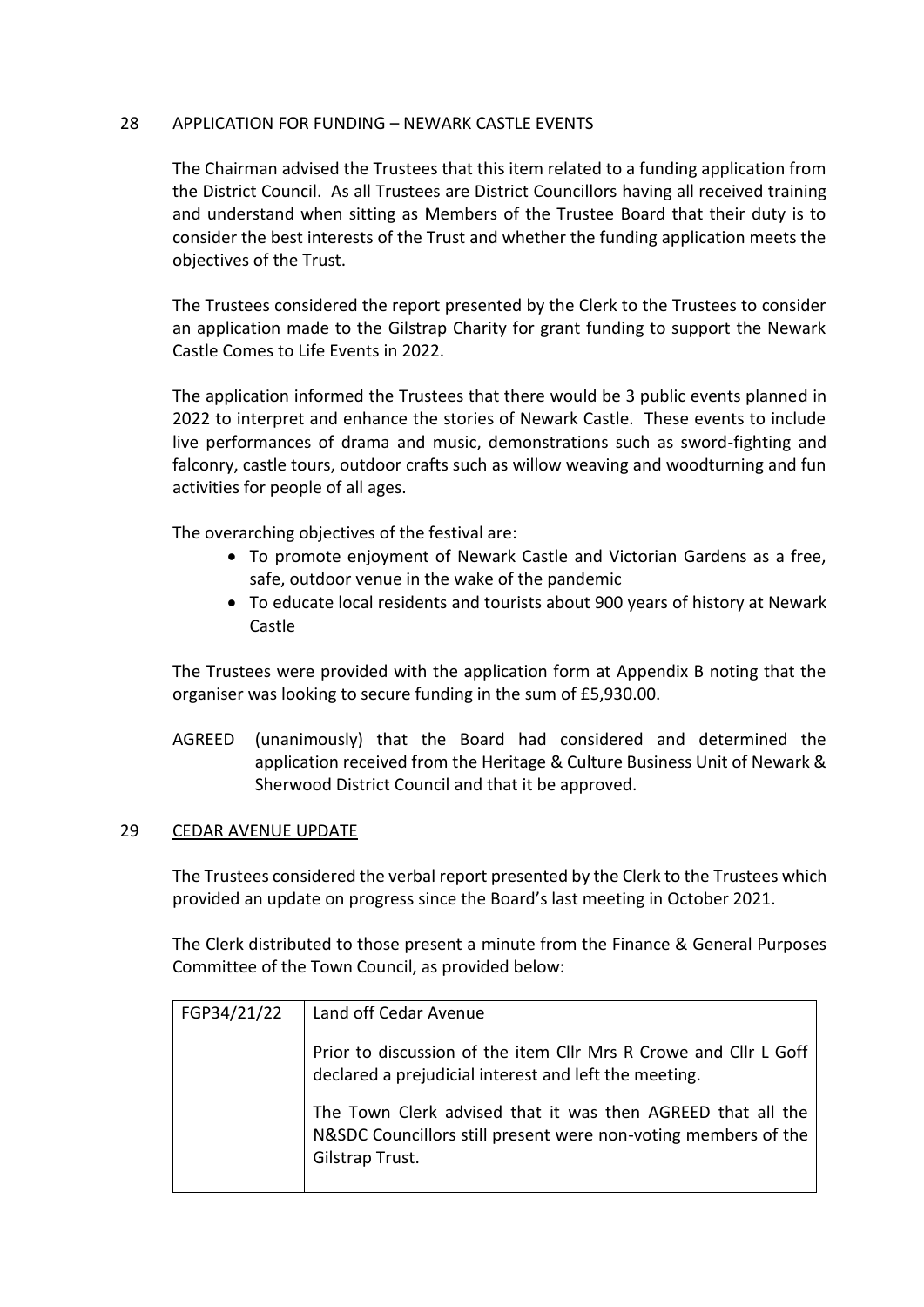## 28 APPLICATION FOR FUNDING – NEWARK CASTLE EVENTS

The Chairman advised the Trustees that this item related to a funding application from the District Council. As all Trustees are District Councillors having all received training and understand when sitting as Members of the Trustee Board that their duty is to consider the best interests of the Trust and whether the funding application meets the objectives of the Trust.

The Trustees considered the report presented by the Clerk to the Trustees to consider an application made to the Gilstrap Charity for grant funding to support the Newark Castle Comes to Life Events in 2022.

The application informed the Trustees that there would be 3 public events planned in 2022 to interpret and enhance the stories of Newark Castle. These events to include live performances of drama and music, demonstrations such as sword-fighting and falconry, castle tours, outdoor crafts such as willow weaving and woodturning and fun activities for people of all ages.

The overarching objectives of the festival are:

- To promote enjoyment of Newark Castle and Victorian Gardens as a free, safe, outdoor venue in the wake of the pandemic
- To educate local residents and tourists about 900 years of history at Newark Castle

The Trustees were provided with the application form at Appendix B noting that the organiser was looking to secure funding in the sum of £5,930.00.

AGREED (unanimously) that the Board had considered and determined the application received from the Heritage & Culture Business Unit of Newark & Sherwood District Council and that it be approved.

## 29 CEDAR AVENUE UPDATE

The Trustees considered the verbal report presented by the Clerk to the Trustees which provided an update on progress since the Board's last meeting in October 2021.

The Clerk distributed to those present a minute from the Finance & General Purposes Committee of the Town Council, as provided below:

| FGP34/21/22 | Land off Cedar Avenue |
|---|---|
| | Prior to discussion of the item Cllr Mrs R Crowe and Cllr L Goff declared a prejudicial interest and left the meeting.<br><br>The Town Clerk advised that it was then AGREED that all the N&SDC Councillors still present were non-voting members of the Gilstrap Trust. |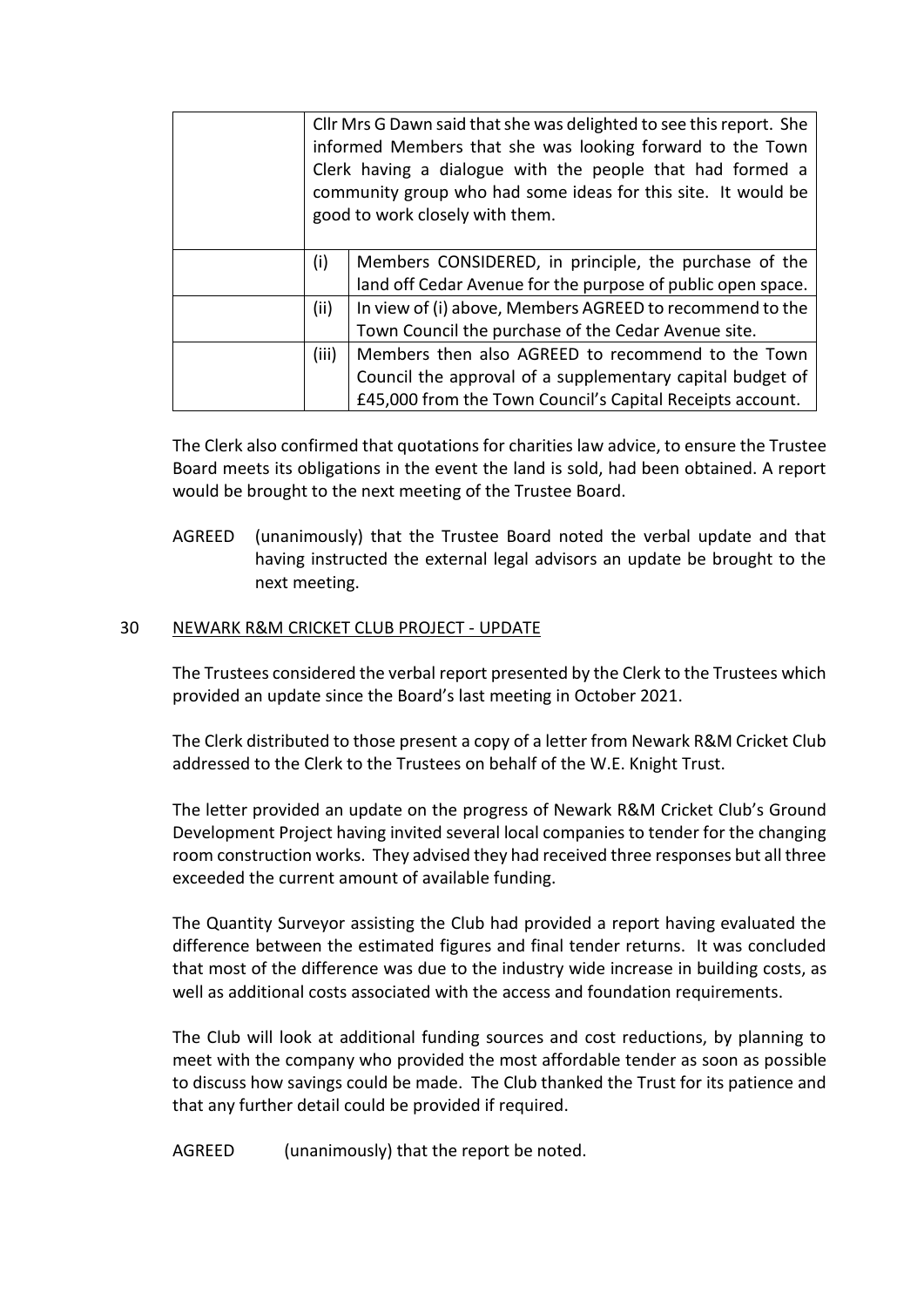| | | |
|---|---|---|
| | Cllr Mrs G Dawn said that she was delighted to see this report. She informed Members that she was looking forward to the Town Clerk having a dialogue with the people that had formed a community group who had some ideas for this site. It would be good to work closely with them. | |
| | (i) | Members CONSIDERED, in principle, the purchase of the land off Cedar Avenue for the purpose of public open space. |
| | (ii) | In view of (i) above, Members AGREED to recommend to the Town Council the purchase of the Cedar Avenue site. |
| | (iii) | Members then also AGREED to recommend to the Town Council the approval of a supplementary capital budget of £45,000 from the Town Council's Capital Receipts account. |

The Clerk also confirmed that quotations for charities law advice, to ensure the Trustee Board meets its obligations in the event the land is sold, had been obtained. A report would be brought to the next meeting of the Trustee Board.

AGREED (unanimously) that the Trustee Board noted the verbal update and that having instructed the external legal advisors an update be brought to the next meeting.

30 NEWARK R&M CRICKET CLUB PROJECT - UPDATE

The Trustees considered the verbal report presented by the Clerk to the Trustees which provided an update since the Board's last meeting in October 2021.

The Clerk distributed to those present a copy of a letter from Newark R&M Cricket Club addressed to the Clerk to the Trustees on behalf of the W.E. Knight Trust.

The letter provided an update on the progress of Newark R&M Cricket Club's Ground Development Project having invited several local companies to tender for the changing room construction works. They advised they had received three responses but all three exceeded the current amount of available funding.

The Quantity Surveyor assisting the Club had provided a report having evaluated the difference between the estimated figures and final tender returns. It was concluded that most of the difference was due to the industry wide increase in building costs, as well as additional costs associated with the access and foundation requirements.

The Club will look at additional funding sources and cost reductions, by planning to meet with the company who provided the most affordable tender as soon as possible to discuss how savings could be made. The Club thanked the Trust for its patience and that any further detail could be provided if required.

AGREED (unanimously) that the report be noted.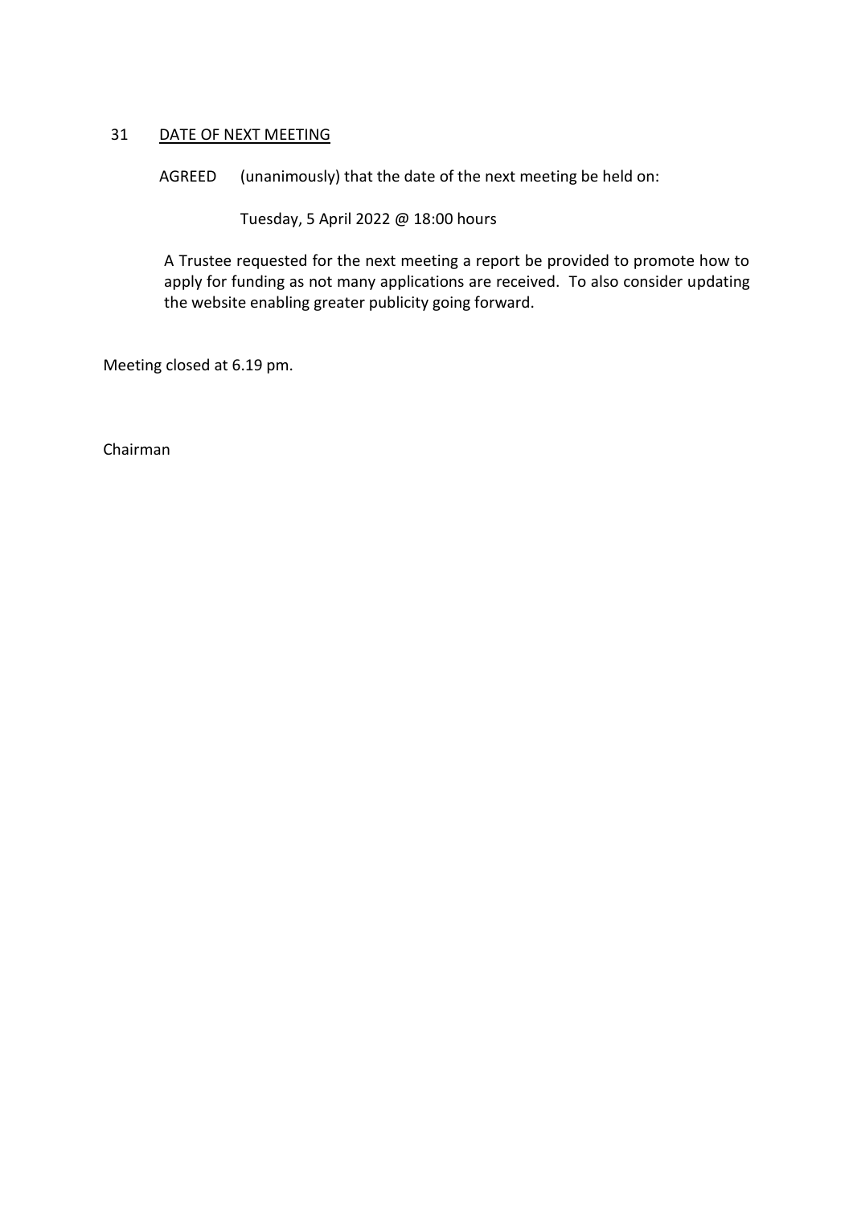## 31 DATE OF NEXT MEETING

AGREED (unanimously) that the date of the next meeting be held on:

Tuesday, 5 April 2022 @ 18:00 hours

A Trustee requested for the next meeting a report be provided to promote how to apply for funding as not many applications are received. To also consider updating the website enabling greater publicity going forward.

Meeting closed at 6.19 pm.

Chairman